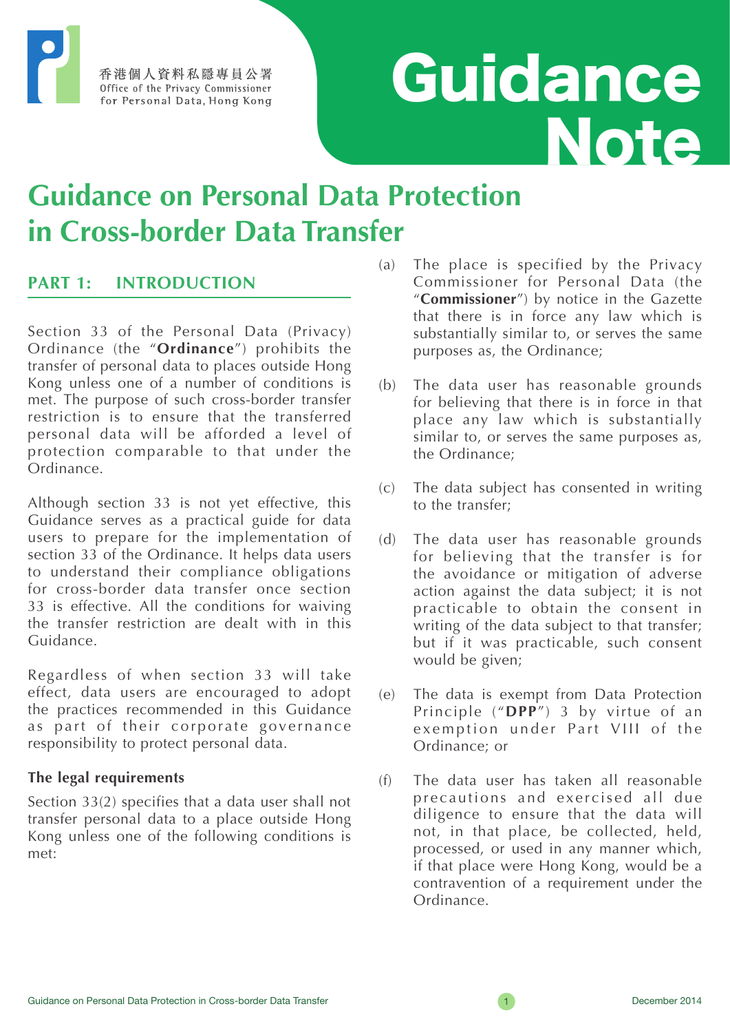# Guidance Note

# Guidance on Personal Data Protection in Cross-border Data Transfer

## PART 1: INTRODUCTION

Section 33 of the Personal Data (Privacy) Ordinance (the "**Ordinance**") prohibits the transfer of personal data to places outside Hong Kong unless one of a number of conditions is met. The purpose of such cross-border transfer restriction is to ensure that the transferred personal data will be afforded a level of protection comparable to that under the Ordinance.

Although section 33 is not yet effective, this Guidance serves as a practical guide for data users to prepare for the implementation of section 33 of the Ordinance. It helps data users to understand their compliance obligations for cross-border data transfer once section 33 is effective. All the conditions for waiving the transfer restriction are dealt with in this Guidance.

Regardless of when section 33 will take effect, data users are encouraged to adopt the practices recommended in this Guidance as part of their corporate governance responsibility to protect personal data.

### The legal requirements

Section 33(2) specifies that a data user shall not transfer personal data to a place outside Hong Kong unless one of the following conditions is met:

(a) The place is specified by the Privacy Commissioner for Personal Data (the "**Commissioner**") by notice in the Gazette that there is in force any law which is substantially similar to, or serves the same purposes as, the Ordinance;

(b) The data user has reasonable grounds for believing that there is in force in that place any law which is substantially similar to, or serves the same purposes as, the Ordinance;

(c) The data subject has consented in writing to the transfer;

(d) The data user has reasonable grounds for believing that the transfer is for the avoidance or mitigation of adverse action against the data subject; it is not practicable to obtain the consent in writing of the data subject to that transfer; but if it was practicable, such consent would be given;

(e) The data is exempt from Data Protection Principle ("**DPP**") 3 by virtue of an exemption under Part VIII of the Ordinance; or

(f) The data user has taken all reasonable precautions and exercised all due diligence to ensure that the data will not, in that place, be collected, held, processed, or used in any manner which, if that place were Hong Kong, would be a contravention of a requirement under the Ordinance.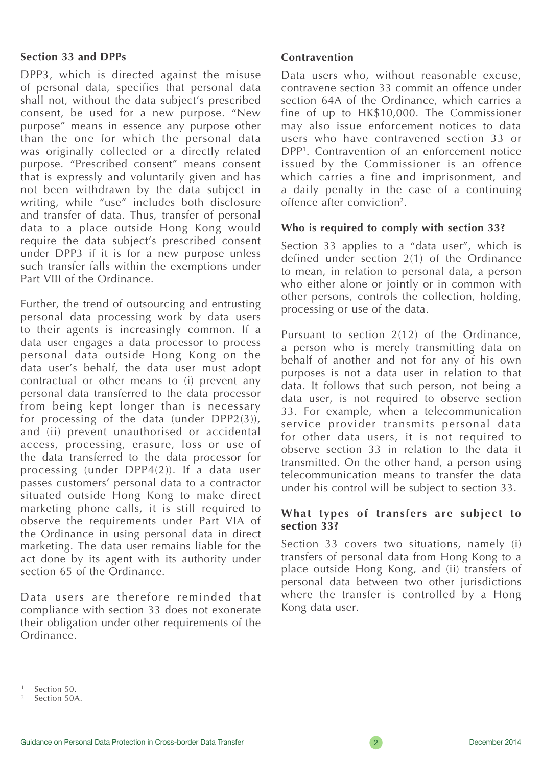## Section 33 and DPPs

DPP3, which is directed against the misuse of personal data, specifies that personal data shall not, without the data subject's prescribed consent, be used for a new purpose. "New purpose" means in essence any purpose other than the one for which the personal data was originally collected or a directly related purpose. "Prescribed consent" means consent that is expressly and voluntarily given and has not been withdrawn by the data subject in writing, while "use" includes both disclosure and transfer of data. Thus, transfer of personal data to a place outside Hong Kong would require the data subject's prescribed consent under DPP3 if it is for a new purpose unless such transfer falls within the exemptions under Part VIII of the Ordinance.

Further, the trend of outsourcing and entrusting personal data processing work by data users to their agents is increasingly common. If a data user engages a data processor to process personal data outside Hong Kong on the data user's behalf, the data user must adopt contractual or other means to (i) prevent any personal data transferred to the data processor from being kept longer than is necessary for processing of the data (under DPP2(3)), and (ii) prevent unauthorised or accidental access, processing, erasure, loss or use of the data transferred to the data processor for processing (under DPP4(2)). If a data user passes customers' personal data to a contractor situated outside Hong Kong to make direct marketing phone calls, it is still required to observe the requirements under Part VIA of the Ordinance in using personal data in direct marketing. The data user remains liable for the act done by its agent with its authority under section 65 of the Ordinance.

Data users are therefore reminded that compliance with section 33 does not exonerate their obligation under other requirements of the Ordinance.

## Contravention

Data users who, without reasonable excuse, contravene section 33 commit an offence under section 64A of the Ordinance, which carries a fine of up to HK$10,000. The Commissioner may also issue enforcement notices to data users who have contravened section 33 or DPP[1]. Contravention of an enforcement notice issued by the Commissioner is an offence which carries a fine and imprisonment, and a daily penalty in the case of a continuing offence after conviction[2].

## Who is required to comply with section 33?

Section 33 applies to a "data user", which is defined under section 2(1) of the Ordinance to mean, in relation to personal data, a person who either alone or jointly or in common with other persons, controls the collection, holding, processing or use of the data.

Pursuant to section 2(12) of the Ordinance, a person who is merely transmitting data on behalf of another and not for any of his own purposes is not a data user in relation to that data. It follows that such person, not being a data user, is not required to observe section 33. For example, when a telecommunication service provider transmits personal data for other data users, it is not required to observe section 33 in relation to the data it transmitted. On the other hand, a person using telecommunication means to transfer the data under his control will be subject to section 33.

## What types of transfers are subject to section 33?

Section 33 covers two situations, namely (i) transfers of personal data from Hong Kong to a place outside Hong Kong, and (ii) transfers of personal data between two other jurisdictions where the transfer is controlled by a Hong Kong data user.

---

[1] Section 50.

[2] Section 50A.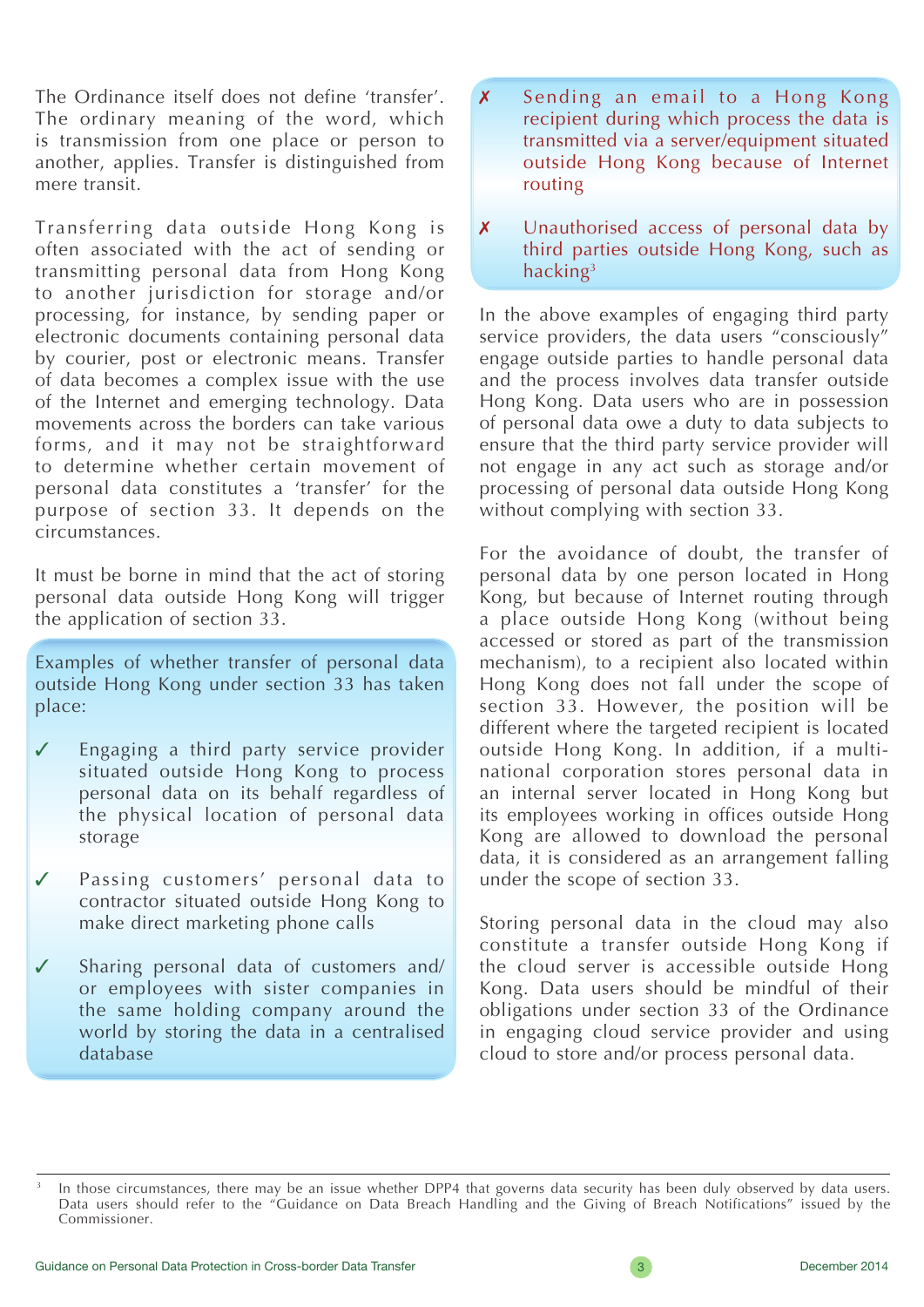The Ordinance itself does not define 'transfer'. The ordinary meaning of the word, which is transmission from one place or person to another, applies. Transfer is distinguished from mere transit.

Transferring data outside Hong Kong is often associated with the act of sending or transmitting personal data from Hong Kong to another jurisdiction for storage and/or processing, for instance, by sending paper or electronic documents containing personal data by courier, post or electronic means. Transfer of data becomes a complex issue with the use of the Internet and emerging technology. Data movements across the borders can take various forms, and it may not be straightforward to determine whether certain movement of personal data constitutes a 'transfer' for the purpose of section 33. It depends on the circumstances.

It must be borne in mind that the act of storing personal data outside Hong Kong will trigger the application of section 33.

Examples of whether transfer of personal data outside Hong Kong under section 33 has taken place:

- ✓ Engaging a third party service provider situated outside Hong Kong to process personal data on its behalf regardless of the physical location of personal data storage
- ✓ Passing customers' personal data to contractor situated outside Hong Kong to make direct marketing phone calls
- ✓ Sharing personal data of customers and/or employees with sister companies in the same holding company around the world by storing the data in a centralised database
- ✗ Sending an email to a Hong Kong recipient during which process the data is transmitted via a server/equipment situated outside Hong Kong because of Internet routing
- ✗ Unauthorised access of personal data by third parties outside Hong Kong, such as hacking[3]

In the above examples of engaging third party service providers, the data users "consciously" engage outside parties to handle personal data and the process involves data transfer outside Hong Kong. Data users who are in possession of personal data owe a duty to data subjects to ensure that the third party service provider will not engage in any act such as storage and/or processing of personal data outside Hong Kong without complying with section 33.

For the avoidance of doubt, the transfer of personal data by one person located in Hong Kong, but because of Internet routing through a place outside Hong Kong (without being accessed or stored as part of the transmission mechanism), to a recipient also located within Hong Kong does not fall under the scope of section 33. However, the position will be different where the targeted recipient is located outside Hong Kong. In addition, if a multi-national corporation stores personal data in an internal server located in Hong Kong but its employees working in offices outside Hong Kong are allowed to download the personal data, it is considered as an arrangement falling under the scope of section 33.

Storing personal data in the cloud may also constitute a transfer outside Hong Kong if the cloud server is accessible outside Hong Kong. Data users should be mindful of their obligations under section 33 of the Ordinance in engaging cloud service provider and using cloud to store and/or process personal data.

---

[3] In those circumstances, there may be an issue whether DPP4 that governs data security has been duly observed by data users. Data users should refer to the "Guidance on Data Breach Handling and the Giving of Breach Notifications" issued by the Commissioner.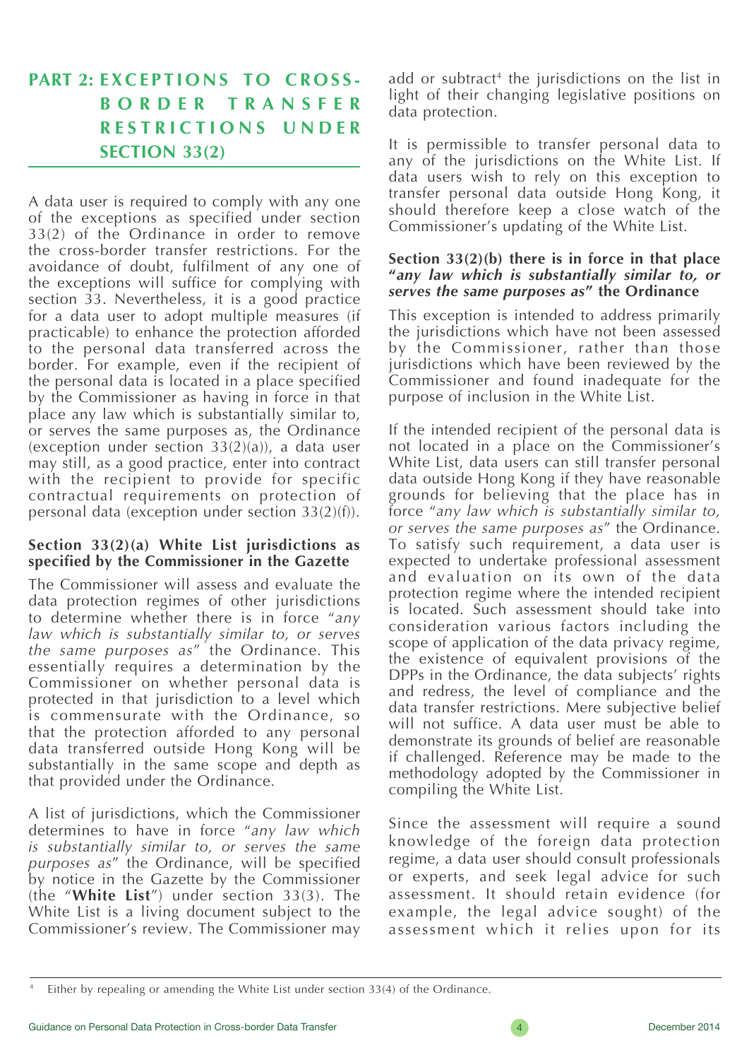## PART 2: EXCEPTIONS TO CROSS-BORDER TRANSFER RESTRICTIONS UNDER SECTION 33(2)

A data user is required to comply with any one of the exceptions as specified under section 33(2) of the Ordinance in order to remove the cross-border transfer restrictions. For the avoidance of doubt, fulfilment of any one of the exceptions will suffice for complying with section 33. Nevertheless, it is a good practice for a data user to adopt multiple measures (if practicable) to enhance the protection afforded to the personal data transferred across the border. For example, even if the recipient of the personal data is located in a place specified by the Commissioner as having in force in that place any law which is substantially similar to, or serves the same purposes as, the Ordinance (exception under section 33(2)(a)), a data user may still, as a good practice, enter into contract with the recipient to provide for specific contractual requirements on protection of personal data (exception under section 33(2)(f)).

### Section 33(2)(a) White List jurisdictions as specified by the Commissioner in the Gazette

The Commissioner will assess and evaluate the data protection regimes of other jurisdictions to determine whether there is in force "*any law which is substantially similar to, or serves the same purposes as*" the Ordinance. This essentially requires a determination by the Commissioner on whether personal data is protected in that jurisdiction to a level which is commensurate with the Ordinance, so that the protection afforded to any personal data transferred outside Hong Kong will be substantially in the same scope and depth as that provided under the Ordinance.

A list of jurisdictions, which the Commissioner determines to have in force "*any law which is substantially similar to, or serves the same purposes as*" the Ordinance, will be specified by notice in the Gazette by the Commissioner (the "**White List**") under section 33(3). The White List is a living document subject to the Commissioner's review. The Commissioner may add or subtract[4] the jurisdictions on the list in light of their changing legislative positions on data protection.

It is permissible to transfer personal data to any of the jurisdictions on the White List. If data users wish to rely on this exception to transfer personal data outside Hong Kong, it should therefore keep a close watch of the Commissioner's updating of the White List.

### Section 33(2)(b) there is in force in that place "*any law which is substantially similar to, or serves the same purposes as*" the Ordinance

This exception is intended to address primarily the jurisdictions which have not been assessed by the Commissioner, rather than those jurisdictions which have been reviewed by the Commissioner and found inadequate for the purpose of inclusion in the White List.

If the intended recipient of the personal data is not located in a place on the Commissioner's White List, data users can still transfer personal data outside Hong Kong if they have reasonable grounds for believing that the place has in force "*any law which is substantially similar to, or serves the same purposes as*" the Ordinance. To satisfy such requirement, a data user is expected to undertake professional assessment and evaluation on its own of the data protection regime where the intended recipient is located. Such assessment should take into consideration various factors including the scope of application of the data privacy regime, the existence of equivalent provisions of the DPPs in the Ordinance, the data subjects' rights and redress, the level of compliance and the data transfer restrictions. Mere subjective belief will not suffice. A data user must be able to demonstrate its grounds of belief are reasonable if challenged. Reference may be made to the methodology adopted by the Commissioner in compiling the White List.

Since the assessment will require a sound knowledge of the foreign data protection regime, a data user should consult professionals or experts, and seek legal advice for such assessment. It should retain evidence (for example, the legal advice sought) of the assessment which it relies upon for its

---

[4] Either by repealing or amending the White List under section 33(4) of the Ordinance.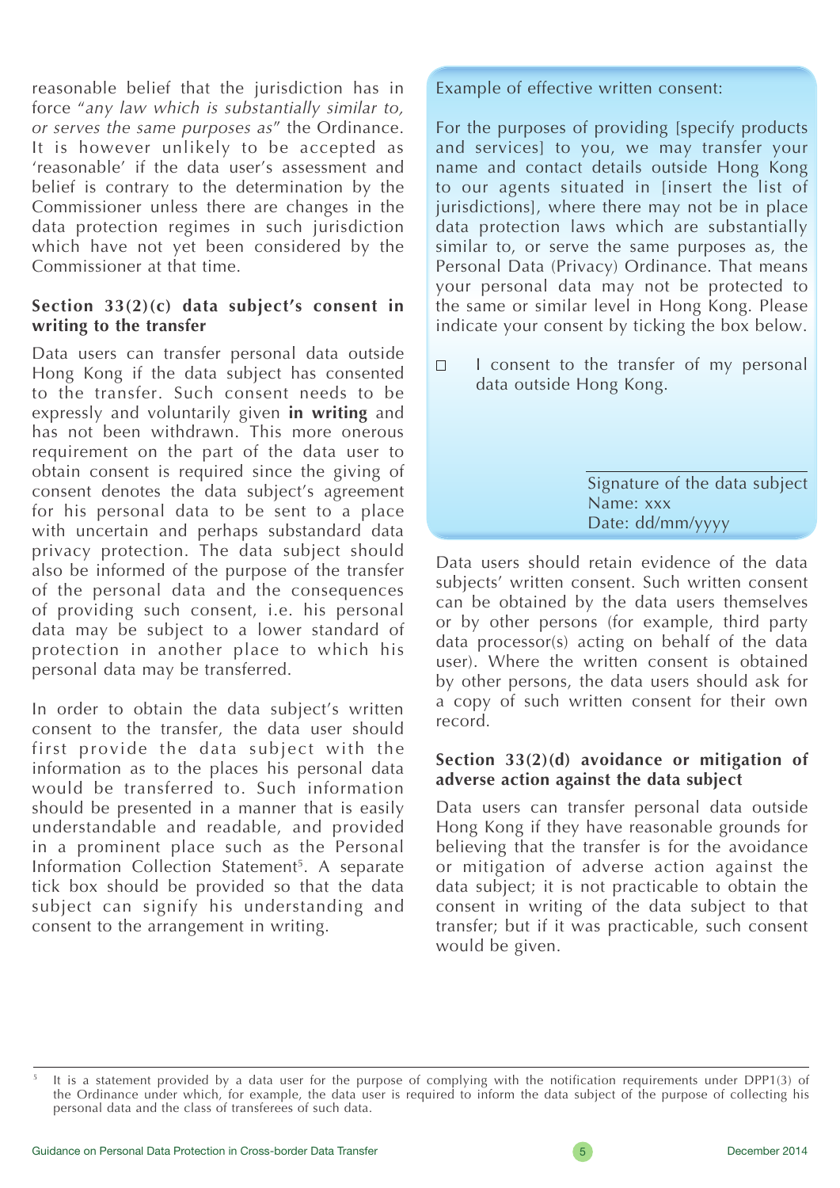reasonable belief that the jurisdiction has in force "*any law which is substantially similar to, or serves the same purposes as*" the Ordinance. It is however unlikely to be accepted as 'reasonable' if the data user's assessment and belief is contrary to the determination by the Commissioner unless there are changes in the data protection regimes in such jurisdiction which have not yet been considered by the Commissioner at that time.

### Section 33(2)(c) data subject's consent in writing to the transfer

Data users can transfer personal data outside Hong Kong if the data subject has consented to the transfer. Such consent needs to be expressly and voluntarily given **in writing** and has not been withdrawn. This more onerous requirement on the part of the data user to obtain consent is required since the giving of consent denotes the data subject's agreement for his personal data to be sent to a place with uncertain and perhaps substandard data privacy protection. The data subject should also be informed of the purpose of the transfer of the personal data and the consequences of providing such consent, i.e. his personal data may be subject to a lower standard of protection in another place to which his personal data may be transferred.

In order to obtain the data subject's written consent to the transfer, the data user should first provide the data subject with the information as to the places his personal data would be transferred to. Such information should be presented in a manner that is easily understandable and readable, and provided in a prominent place such as the Personal Information Collection Statement[5]. A separate tick box should be provided so that the data subject can signify his understanding and consent to the arrangement in writing.

> Example of effective written consent:
>
> For the purposes of providing [specify products and services] to you, we may transfer your name and contact details outside Hong Kong to our agents situated in [insert the list of jurisdictions], where there may not be in place data protection laws which are substantially similar to, or serve the same purposes as, the Personal Data (Privacy) Ordinance. That means your personal data may not be protected to the same or similar level in Hong Kong. Please indicate your consent by ticking the box below.
>
> ☐ I consent to the transfer of my personal data outside Hong Kong.
>
> \_\_\_\_\_\_\_\_\_\_\_\_\_\_\_\_\_\_\_\_\_\_\_\_\_\_
> Signature of the data subject
> Name: xxx
> Date: dd/mm/yyyy

Data users should retain evidence of the data subjects' written consent. Such written consent can be obtained by the data users themselves or by other persons (for example, third party data processor(s) acting on behalf of the data user). Where the written consent is obtained by other persons, the data users should ask for a copy of such written consent for their own record.

### Section 33(2)(d) avoidance or mitigation of adverse action against the data subject

Data users can transfer personal data outside Hong Kong if they have reasonable grounds for believing that the transfer is for the avoidance or mitigation of adverse action against the data subject; it is not practicable to obtain the consent in writing of the data subject to that transfer; but if it was practicable, such consent would be given.

---

[5] It is a statement provided by a data user for the purpose of complying with the notification requirements under DPP1(3) of the Ordinance under which, for example, the data user is required to inform the data subject of the purpose of collecting his personal data and the class of transferees of such data.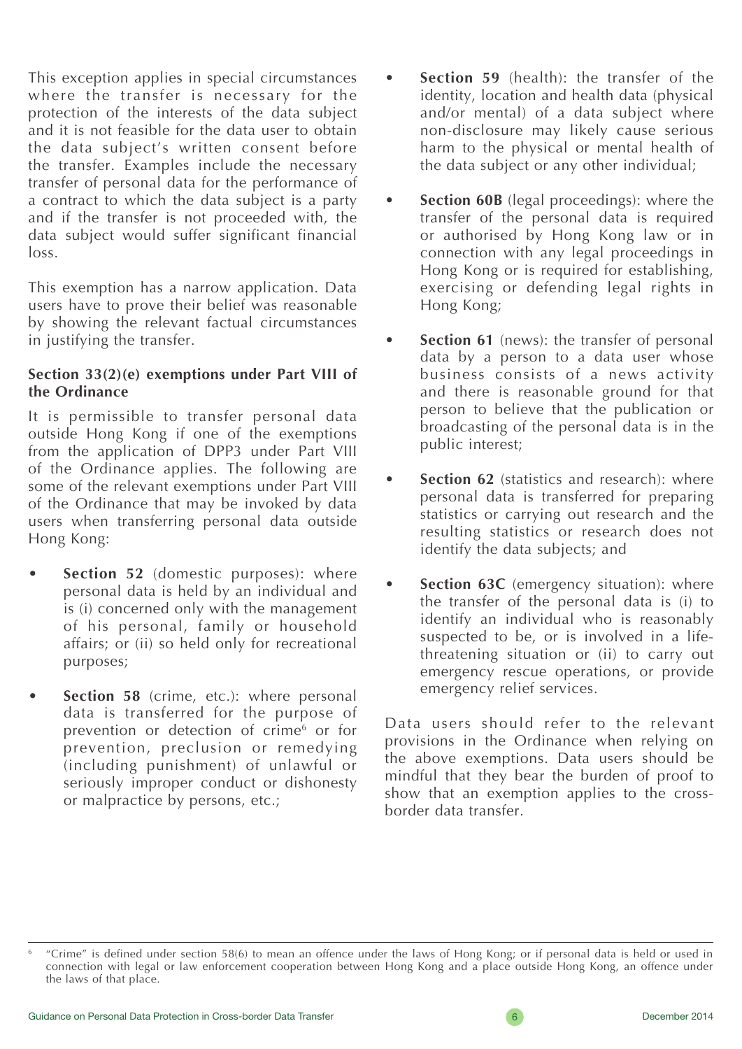This exception applies in special circumstances where the transfer is necessary for the protection of the interests of the data subject and it is not feasible for the data user to obtain the data subject's written consent before the transfer. Examples include the necessary transfer of personal data for the performance of a contract to which the data subject is a party and if the transfer is not proceeded with, the data subject would suffer significant financial loss.

This exemption has a narrow application. Data users have to prove their belief was reasonable by showing the relevant factual circumstances in justifying the transfer.

**Section 33(2)(e) exemptions under Part VIII of the Ordinance**

It is permissible to transfer personal data outside Hong Kong if one of the exemptions from the application of DPP3 under Part VIII of the Ordinance applies. The following are some of the relevant exemptions under Part VIII of the Ordinance that may be invoked by data users when transferring personal data outside Hong Kong:

- **Section 52** (domestic purposes): where personal data is held by an individual and is (i) concerned only with the management of his personal, family or household affairs; or (ii) so held only for recreational purposes;
- **Section 58** (crime, etc.): where personal data is transferred for the purpose of prevention or detection of crime[6] or for prevention, preclusion or remedying (including punishment) of unlawful or seriously improper conduct or dishonesty or malpractice by persons, etc.;
- **Section 59** (health): the transfer of the identity, location and health data (physical and/or mental) of a data subject where non-disclosure may likely cause serious harm to the physical or mental health of the data subject or any other individual;
- **Section 60B** (legal proceedings): where the transfer of the personal data is required or authorised by Hong Kong law or in connection with any legal proceedings in Hong Kong or is required for establishing, exercising or defending legal rights in Hong Kong;
- **Section 61** (news): the transfer of personal data by a person to a data user whose business consists of a news activity and there is reasonable ground for that person to believe that the publication or broadcasting of the personal data is in the public interest;
- **Section 62** (statistics and research): where personal data is transferred for preparing statistics or carrying out research and the resulting statistics or research does not identify the data subjects; and
- **Section 63C** (emergency situation): where the transfer of the personal data is (i) to identify an individual who is reasonably suspected to be, or is involved in a life-threatening situation or (ii) to carry out emergency rescue operations, or provide emergency relief services.

Data users should refer to the relevant provisions in the Ordinance when relying on the above exemptions. Data users should be mindful that they bear the burden of proof to show that an exemption applies to the cross-border data transfer.

---

[6] "Crime" is defined under section 58(6) to mean an offence under the laws of Hong Kong; or if personal data is held or used in connection with legal or law enforcement cooperation between Hong Kong and a place outside Hong Kong, an offence under the laws of that place.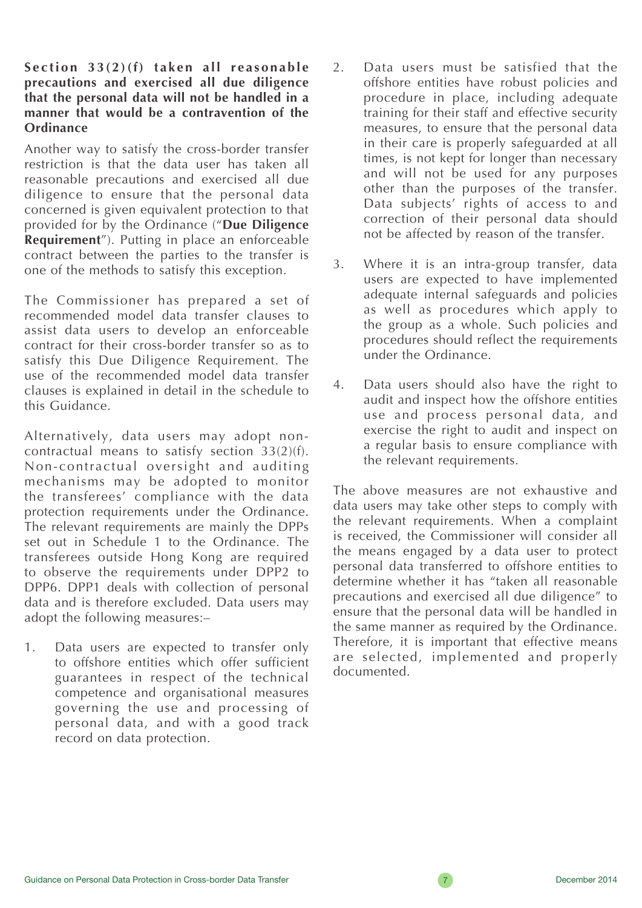**Section 33(2)(f) taken all reasonable precautions and exercised all due diligence that the personal data will not be handled in a manner that would be a contravention of the Ordinance**

Another way to satisfy the cross-border transfer restriction is that the data user has taken all reasonable precautions and exercised all due diligence to ensure that the personal data concerned is given equivalent protection to that provided for by the Ordinance ("**Due Diligence Requirement**"). Putting in place an enforceable contract between the parties to the transfer is one of the methods to satisfy this exception.

The Commissioner has prepared a set of recommended model data transfer clauses to assist data users to develop an enforceable contract for their cross-border transfer so as to satisfy this Due Diligence Requirement. The use of the recommended model data transfer clauses is explained in detail in the schedule to this Guidance.

Alternatively, data users may adopt non-contractual means to satisfy section 33(2)(f). Non-contractual oversight and auditing mechanisms may be adopted to monitor the transferees' compliance with the data protection requirements under the Ordinance. The relevant requirements are mainly the DPPs set out in Schedule 1 to the Ordinance. The transferees outside Hong Kong are required to observe the requirements under DPP2 to DPP6. DPP1 deals with collection of personal data and is therefore excluded. Data users may adopt the following measures:–

1. Data users are expected to transfer only to offshore entities which offer sufficient guarantees in respect of the technical competence and organisational measures governing the use and processing of personal data, and with a good track record on data protection.

2. Data users must be satisfied that the offshore entities have robust policies and procedure in place, including adequate training for their staff and effective security measures, to ensure that the personal data in their care is properly safeguarded at all times, is not kept for longer than necessary and will not be used for any purposes other than the purposes of the transfer. Data subjects' rights of access to and correction of their personal data should not be affected by reason of the transfer.

3. Where it is an intra-group transfer, data users are expected to have implemented adequate internal safeguards and policies as well as procedures which apply to the group as a whole. Such policies and procedures should reflect the requirements under the Ordinance.

4. Data users should also have the right to audit and inspect how the offshore entities use and process personal data, and exercise the right to audit and inspect on a regular basis to ensure compliance with the relevant requirements.

The above measures are not exhaustive and data users may take other steps to comply with the relevant requirements. When a complaint is received, the Commissioner will consider all the means engaged by a data user to protect personal data transferred to offshore entities to determine whether it has "taken all reasonable precautions and exercised all due diligence" to ensure that the personal data will be handled in the same manner as required by the Ordinance. Therefore, it is important that effective means are selected, implemented and properly documented.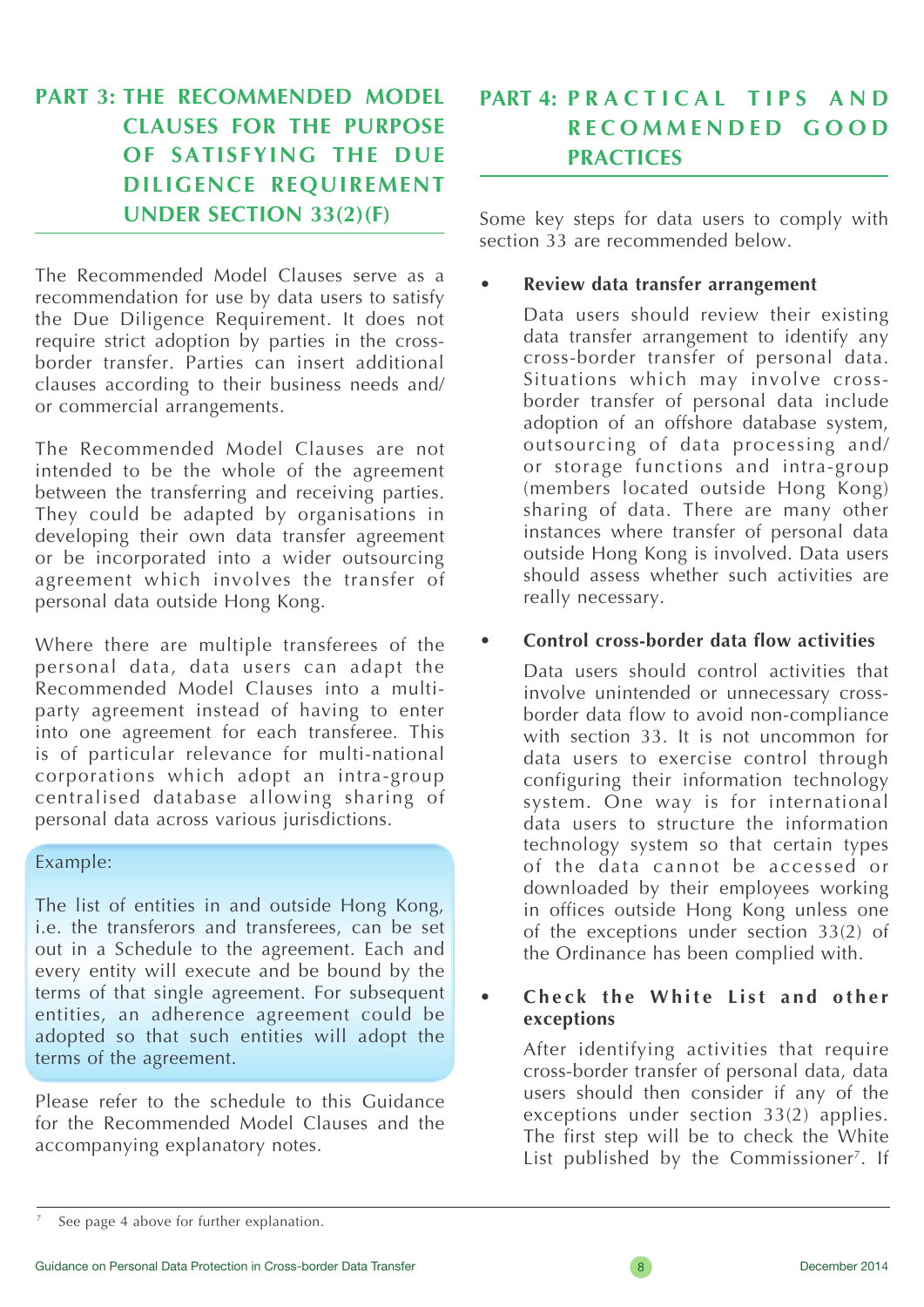## PART 3: THE RECOMMENDED MODEL CLAUSES FOR THE PURPOSE OF SATISFYING THE DUE DILIGENCE REQUIREMENT UNDER SECTION 33(2)(F)

The Recommended Model Clauses serve as a recommendation for use by data users to satisfy the Due Diligence Requirement. It does not require strict adoption by parties in the cross-border transfer. Parties can insert additional clauses according to their business needs and/or commercial arrangements.

The Recommended Model Clauses are not intended to be the whole of the agreement between the transferring and receiving parties. They could be adapted by organisations in developing their own data transfer agreement or be incorporated into a wider outsourcing agreement which involves the transfer of personal data outside Hong Kong.

Where there are multiple transferees of the personal data, data users can adapt the Recommended Model Clauses into a multi-party agreement instead of having to enter into one agreement for each transferee. This is of particular relevance for multi-national corporations which adopt an intra-group centralised database allowing sharing of personal data across various jurisdictions.

> Example:
>
> The list of entities in and outside Hong Kong, i.e. the transferors and transferees, can be set out in a Schedule to the agreement. Each and every entity will execute and be bound by the terms of that single agreement. For subsequent entities, an adherence agreement could be adopted so that such entities will adopt the terms of the agreement.

Please refer to the schedule to this Guidance for the Recommended Model Clauses and the accompanying explanatory notes.

## PART 4: PRACTICAL TIPS AND RECOMMENDED GOOD PRACTICES

Some key steps for data users to comply with section 33 are recommended below.

- **Review data transfer arrangement**

  Data users should review their existing data transfer arrangement to identify any cross-border transfer of personal data. Situations which may involve cross-border transfer of personal data include adoption of an offshore database system, outsourcing of data processing and/or storage functions and intra-group (members located outside Hong Kong) sharing of data. There are many other instances where transfer of personal data outside Hong Kong is involved. Data users should assess whether such activities are really necessary.

- **Control cross-border data flow activities**

  Data users should control activities that involve unintended or unnecessary cross-border data flow to avoid non-compliance with section 33. It is not uncommon for data users to exercise control through configuring their information technology system. One way is for international data users to structure the information technology system so that certain types of the data cannot be accessed or downloaded by their employees working in offices outside Hong Kong unless one of the exceptions under section 33(2) of the Ordinance has been complied with.

- **Check the White List and other exceptions**

  After identifying activities that require cross-border transfer of personal data, data users should then consider if any of the exceptions under section 33(2) applies. The first step will be to check the White List published by the Commissioner[7]. If

[7] See page 4 above for further explanation.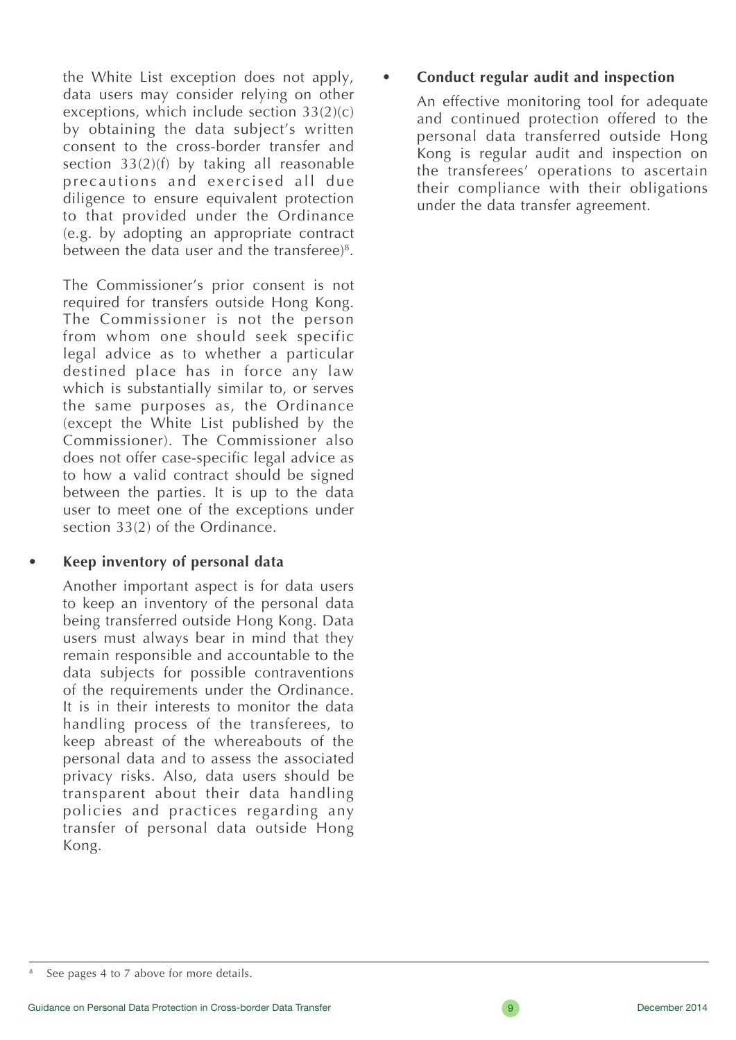the White List exception does not apply, data users may consider relying on other exceptions, which include section 33(2)(c) by obtaining the data subject's written consent to the cross-border transfer and section 33(2)(f) by taking all reasonable precautions and exercised all due diligence to ensure equivalent protection to that provided under the Ordinance (e.g. by adopting an appropriate contract between the data user and the transferee)[8].

The Commissioner's prior consent is not required for transfers outside Hong Kong. The Commissioner is not the person from whom one should seek specific legal advice as to whether a particular destined place has in force any law which is substantially similar to, or serves the same purposes as, the Ordinance (except the White List published by the Commissioner). The Commissioner also does not offer case-specific legal advice as to how a valid contract should be signed between the parties. It is up to the data user to meet one of the exceptions under section 33(2) of the Ordinance.

- **Keep inventory of personal data**

  Another important aspect is for data users to keep an inventory of the personal data being transferred outside Hong Kong. Data users must always bear in mind that they remain responsible and accountable to the data subjects for possible contraventions of the requirements under the Ordinance. It is in their interests to monitor the data handling process of the transferees, to keep abreast of the whereabouts of the personal data and to assess the associated privacy risks. Also, data users should be transparent about their data handling policies and practices regarding any transfer of personal data outside Hong Kong.

- **Conduct regular audit and inspection**

  An effective monitoring tool for adequate and continued protection offered to the personal data transferred outside Hong Kong is regular audit and inspection on the transferees' operations to ascertain their compliance with their obligations under the data transfer agreement.

[8] See pages 4 to 7 above for more details.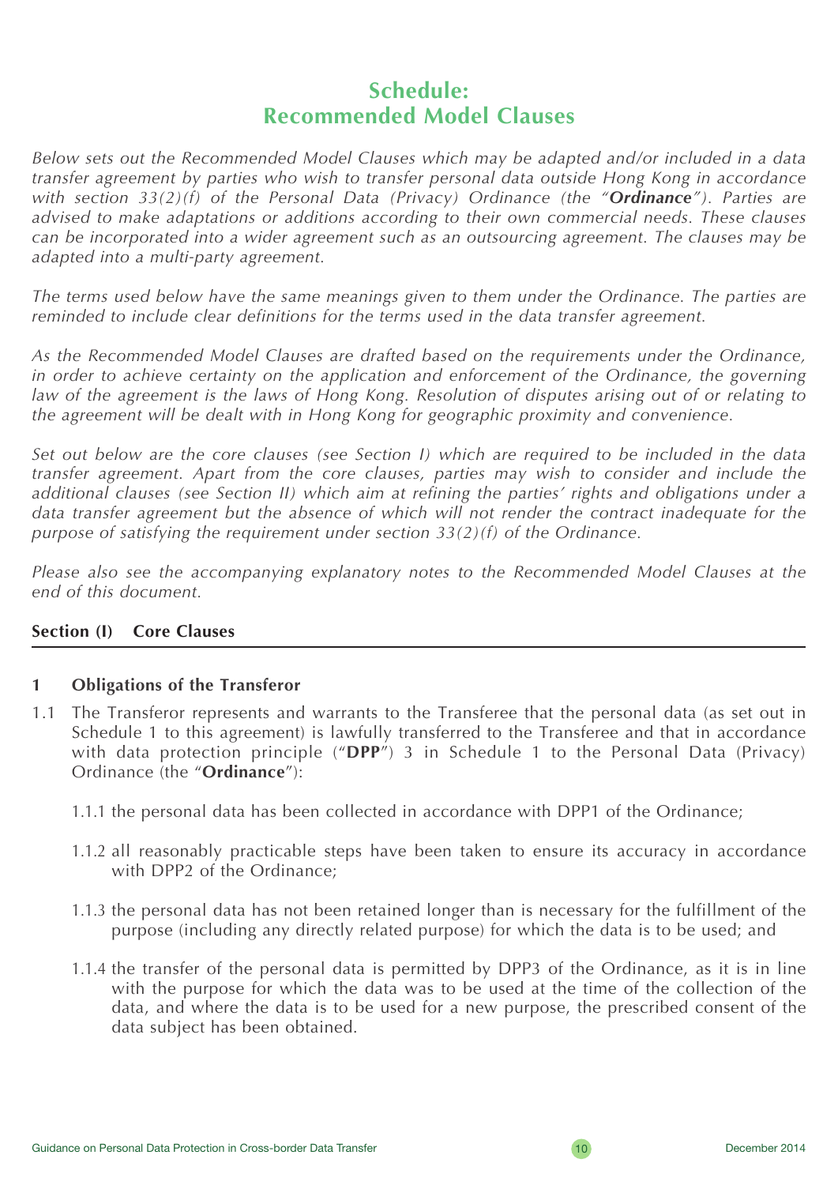# Schedule: Recommended Model Clauses

*Below sets out the Recommended Model Clauses which may be adapted and/or included in a data transfer agreement by parties who wish to transfer personal data outside Hong Kong in accordance with section 33(2)(f) of the Personal Data (Privacy) Ordinance (the "**Ordinance**"). Parties are advised to make adaptations or additions according to their own commercial needs. These clauses can be incorporated into a wider agreement such as an outsourcing agreement. The clauses may be adapted into a multi-party agreement.*

*The terms used below have the same meanings given to them under the Ordinance. The parties are reminded to include clear definitions for the terms used in the data transfer agreement.*

*As the Recommended Model Clauses are drafted based on the requirements under the Ordinance, in order to achieve certainty on the application and enforcement of the Ordinance, the governing law of the agreement is the laws of Hong Kong. Resolution of disputes arising out of or relating to the agreement will be dealt with in Hong Kong for geographic proximity and convenience.*

*Set out below are the core clauses (see Section I) which are required to be included in the data transfer agreement. Apart from the core clauses, parties may wish to consider and include the additional clauses (see Section II) which aim at refining the parties' rights and obligations under a data transfer agreement but the absence of which will not render the contract inadequate for the purpose of satisfying the requirement under section 33(2)(f) of the Ordinance.*

*Please also see the accompanying explanatory notes to the Recommended Model Clauses at the end of this document.*

## Section (I) Core Clauses

### 1 Obligations of the Transferor

1.1 The Transferor represents and warrants to the Transferee that the personal data (as set out in Schedule 1 to this agreement) is lawfully transferred to the Transferee and that in accordance with data protection principle ("**DPP**") 3 in Schedule 1 to the Personal Data (Privacy) Ordinance (the "**Ordinance**"):

1.1.1 the personal data has been collected in accordance with DPP1 of the Ordinance;

1.1.2 all reasonably practicable steps have been taken to ensure its accuracy in accordance with DPP2 of the Ordinance;

1.1.3 the personal data has not been retained longer than is necessary for the fulfillment of the purpose (including any directly related purpose) for which the data is to be used; and

1.1.4 the transfer of the personal data is permitted by DPP3 of the Ordinance, as it is in line with the purpose for which the data was to be used at the time of the collection of the data, and where the data is to be used for a new purpose, the prescribed consent of the data subject has been obtained.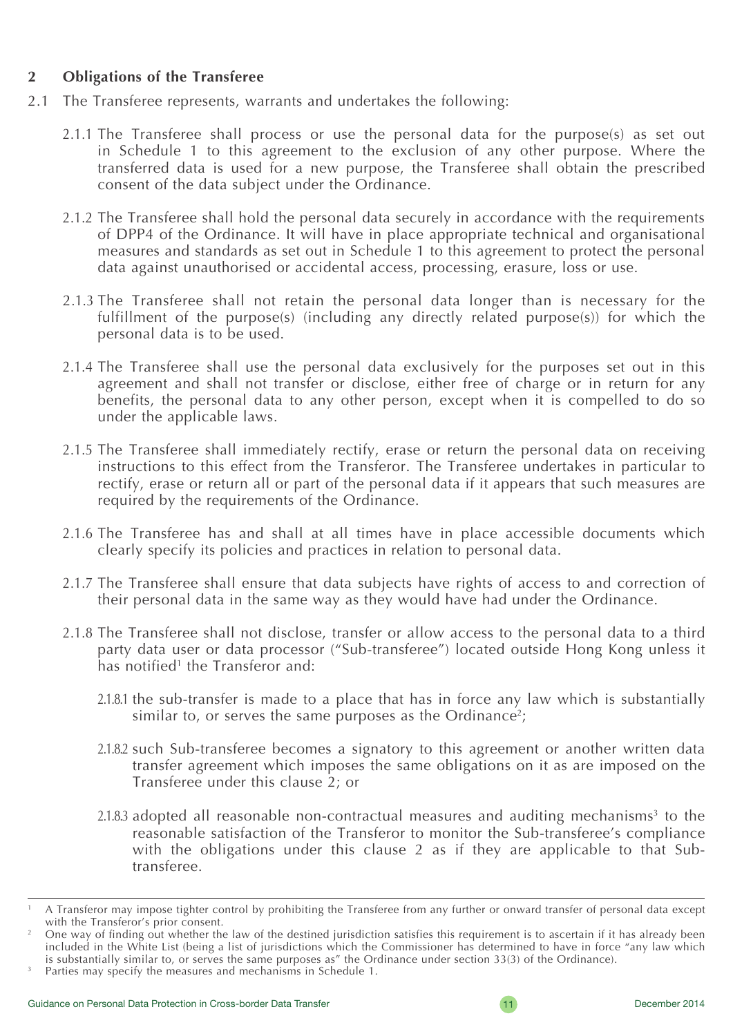## 2 Obligations of the Transferee

2.1 The Transferee represents, warrants and undertakes the following:

2.1.1 The Transferee shall process or use the personal data for the purpose(s) as set out in Schedule 1 to this agreement to the exclusion of any other purpose. Where the transferred data is used for a new purpose, the Transferee shall obtain the prescribed consent of the data subject under the Ordinance.

2.1.2 The Transferee shall hold the personal data securely in accordance with the requirements of DPP4 of the Ordinance. It will have in place appropriate technical and organisational measures and standards as set out in Schedule 1 to this agreement to protect the personal data against unauthorised or accidental access, processing, erasure, loss or use.

2.1.3 The Transferee shall not retain the personal data longer than is necessary for the fulfillment of the purpose(s) (including any directly related purpose(s)) for which the personal data is to be used.

2.1.4 The Transferee shall use the personal data exclusively for the purposes set out in this agreement and shall not transfer or disclose, either free of charge or in return for any benefits, the personal data to any other person, except when it is compelled to do so under the applicable laws.

2.1.5 The Transferee shall immediately rectify, erase or return the personal data on receiving instructions to this effect from the Transferor. The Transferee undertakes in particular to rectify, erase or return all or part of the personal data if it appears that such measures are required by the requirements of the Ordinance.

2.1.6 The Transferee has and shall at all times have in place accessible documents which clearly specify its policies and practices in relation to personal data.

2.1.7 The Transferee shall ensure that data subjects have rights of access to and correction of their personal data in the same way as they would have had under the Ordinance.

2.1.8 The Transferee shall not disclose, transfer or allow access to the personal data to a third party data user or data processor ("Sub-transferee") located outside Hong Kong unless it has notified[1] the Transferor and:

2.1.8.1 the sub-transfer is made to a place that has in force any law which is substantially similar to, or serves the same purposes as the Ordinance[2];

2.1.8.2 such Sub-transferee becomes a signatory to this agreement or another written data transfer agreement which imposes the same obligations on it as are imposed on the Transferee under this clause 2; or

2.1.8.3 adopted all reasonable non-contractual measures and auditing mechanisms[3] to the reasonable satisfaction of the Transferor to monitor the Sub-transferee's compliance with the obligations under this clause 2 as if they are applicable to that Sub-transferee.

---

[1] A Transferor may impose tighter control by prohibiting the Transferee from any further or onward transfer of personal data except with the Transferor's prior consent.

[2] One way of finding out whether the law of the destined jurisdiction satisfies this requirement is to ascertain if it has already been included in the White List (being a list of jurisdictions which the Commissioner has determined to have in force "any law which is substantially similar to, or serves the same purposes as" the Ordinance under section 33(3) of the Ordinance).

[3] Parties may specify the measures and mechanisms in Schedule 1.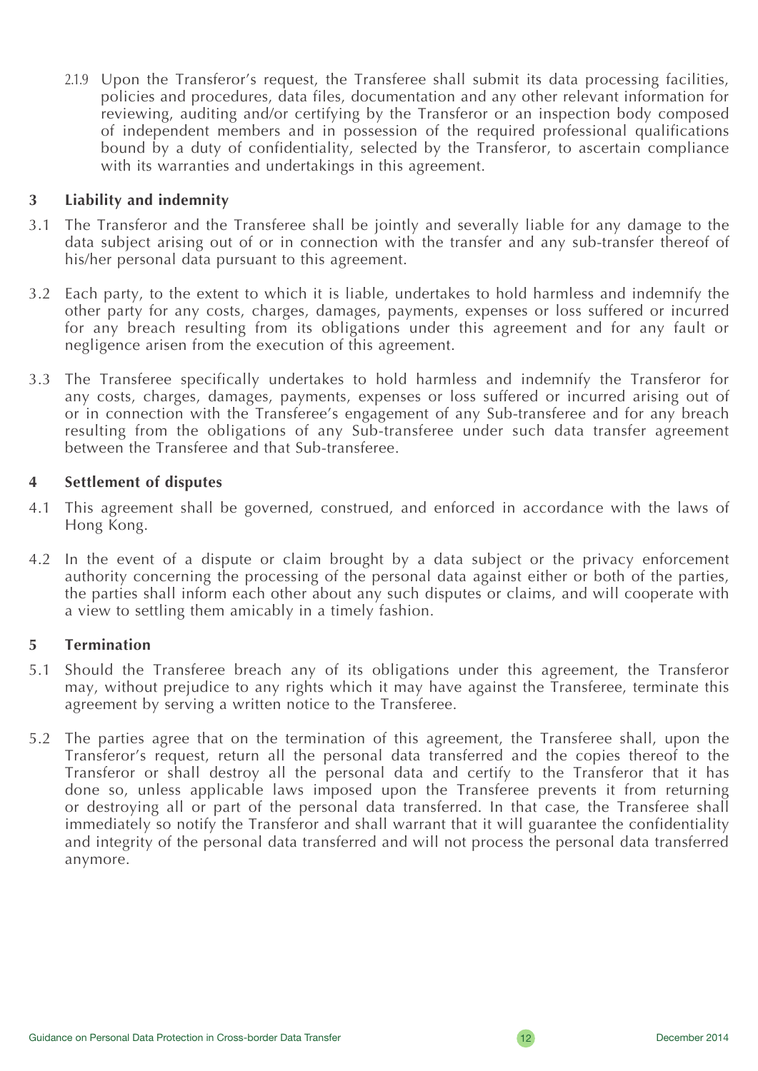2.1.9 Upon the Transferor's request, the Transferee shall submit its data processing facilities, policies and procedures, data files, documentation and any other relevant information for reviewing, auditing and/or certifying by the Transferor or an inspection body composed of independent members and in possession of the required professional qualifications bound by a duty of confidentiality, selected by the Transferor, to ascertain compliance with its warranties and undertakings in this agreement.

### 3 Liability and indemnity

3.1 The Transferor and the Transferee shall be jointly and severally liable for any damage to the data subject arising out of or in connection with the transfer and any sub-transfer thereof of his/her personal data pursuant to this agreement.

3.2 Each party, to the extent to which it is liable, undertakes to hold harmless and indemnify the other party for any costs, charges, damages, payments, expenses or loss suffered or incurred for any breach resulting from its obligations under this agreement and for any fault or negligence arisen from the execution of this agreement.

3.3 The Transferee specifically undertakes to hold harmless and indemnify the Transferor for any costs, charges, damages, payments, expenses or loss suffered or incurred arising out of or in connection with the Transferee's engagement of any Sub-transferee and for any breach resulting from the obligations of any Sub-transferee under such data transfer agreement between the Transferee and that Sub-transferee.

### 4 Settlement of disputes

4.1 This agreement shall be governed, construed, and enforced in accordance with the laws of Hong Kong.

4.2 In the event of a dispute or claim brought by a data subject or the privacy enforcement authority concerning the processing of the personal data against either or both of the parties, the parties shall inform each other about any such disputes or claims, and will cooperate with a view to settling them amicably in a timely fashion.

### 5 Termination

5.1 Should the Transferee breach any of its obligations under this agreement, the Transferor may, without prejudice to any rights which it may have against the Transferee, terminate this agreement by serving a written notice to the Transferee.

5.2 The parties agree that on the termination of this agreement, the Transferee shall, upon the Transferor's request, return all the personal data transferred and the copies thereof to the Transferor or shall destroy all the personal data and certify to the Transferor that it has done so, unless applicable laws imposed upon the Transferee prevents it from returning or destroying all or part of the personal data transferred. In that case, the Transferee shall immediately so notify the Transferor and shall warrant that it will guarantee the confidentiality and integrity of the personal data transferred and will not process the personal data transferred anymore.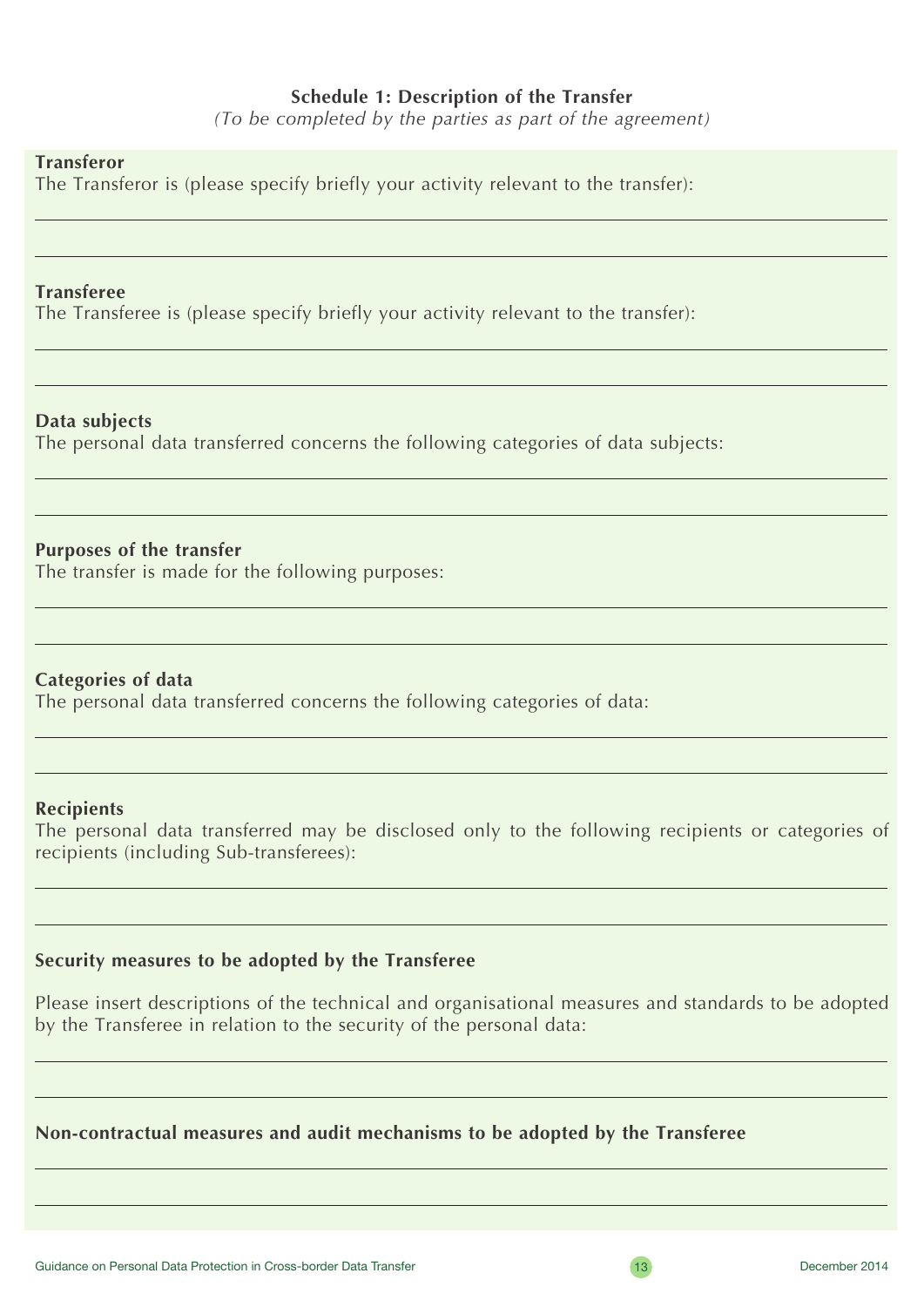**Schedule 1: Description of the Transfer**

*(To be completed by the parties as part of the agreement)*

**Transferor**

The Transferor is (please specify briefly your activity relevant to the transfer):

---

---

**Transferee**

The Transferee is (please specify briefly your activity relevant to the transfer):

---

---

**Data subjects**

The personal data transferred concerns the following categories of data subjects:

---

---

**Purposes of the transfer**

The transfer is made for the following purposes:

---

---

**Categories of data**

The personal data transferred concerns the following categories of data:

---

---

**Recipients**

The personal data transferred may be disclosed only to the following recipients or categories of recipients (including Sub-transferees):

---

---

**Security measures to be adopted by the Transferee**

Please insert descriptions of the technical and organisational measures and standards to be adopted by the Transferee in relation to the security of the personal data:

---

---

**Non-contractual measures and audit mechanisms to be adopted by the Transferee**

---

---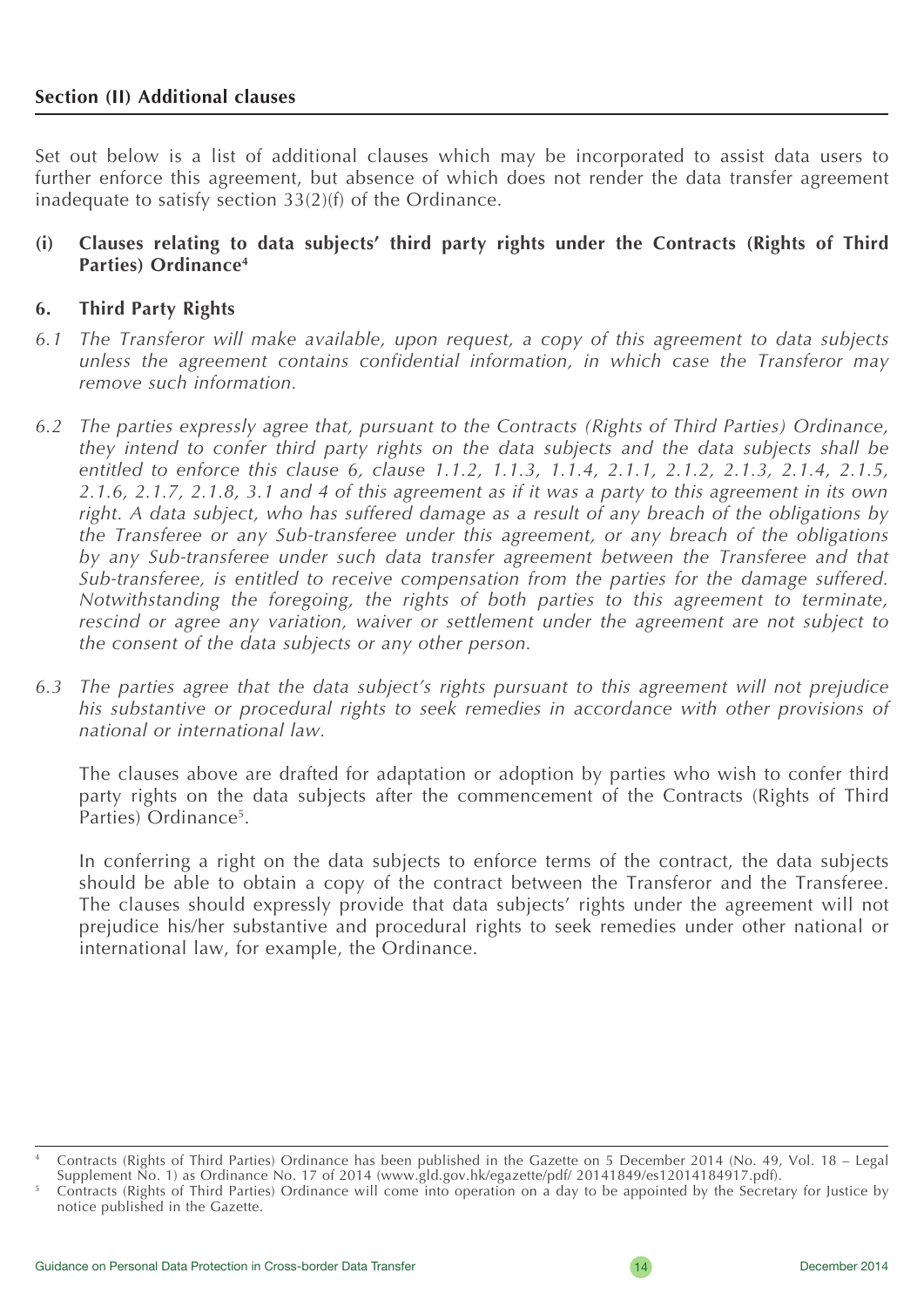## Section (II) Additional clauses

Set out below is a list of additional clauses which may be incorporated to assist data users to further enforce this agreement, but absence of which does not render the data transfer agreement inadequate to satisfy section 33(2)(f) of the Ordinance.

### (i) Clauses relating to data subjects' third party rights under the Contracts (Rights of Third Parties) Ordinance[4]

### 6. Third Party Rights

*6.1 The Transferor will make available, upon request, a copy of this agreement to data subjects unless the agreement contains confidential information, in which case the Transferor may remove such information.*

*6.2 The parties expressly agree that, pursuant to the Contracts (Rights of Third Parties) Ordinance, they intend to confer third party rights on the data subjects and the data subjects shall be entitled to enforce this clause 6, clause 1.1.2, 1.1.3, 1.1.4, 2.1.1, 2.1.2, 2.1.3, 2.1.4, 2.1.5, 2.1.6, 2.1.7, 2.1.8, 3.1 and 4 of this agreement as if it was a party to this agreement in its own right. A data subject, who has suffered damage as a result of any breach of the obligations by the Transferee or any Sub-transferee under this agreement, or any breach of the obligations by any Sub-transferee under such data transfer agreement between the Transferee and that Sub-transferee, is entitled to receive compensation from the parties for the damage suffered. Notwithstanding the foregoing, the rights of both parties to this agreement to terminate, rescind or agree any variation, waiver or settlement under the agreement are not subject to the consent of the data subjects or any other person.*

*6.3 The parties agree that the data subject's rights pursuant to this agreement will not prejudice his substantive or procedural rights to seek remedies in accordance with other provisions of national or international law.*

The clauses above are drafted for adaptation or adoption by parties who wish to confer third party rights on the data subjects after the commencement of the Contracts (Rights of Third Parties) Ordinance[5].

In conferring a right on the data subjects to enforce terms of the contract, the data subjects should be able to obtain a copy of the contract between the Transferor and the Transferee. The clauses should expressly provide that data subjects' rights under the agreement will not prejudice his/her substantive and procedural rights to seek remedies under other national or international law, for example, the Ordinance.

---

[4] Contracts (Rights of Third Parties) Ordinance has been published in the Gazette on 5 December 2014 (No. 49, Vol. 18 – Legal Supplement No. 1) as Ordinance No. 17 of 2014 (www.gld.gov.hk/egazette/pdf/ 20141849/es12014184917.pdf).

[5] Contracts (Rights of Third Parties) Ordinance will come into operation on a day to be appointed by the Secretary for Justice by notice published in the Gazette.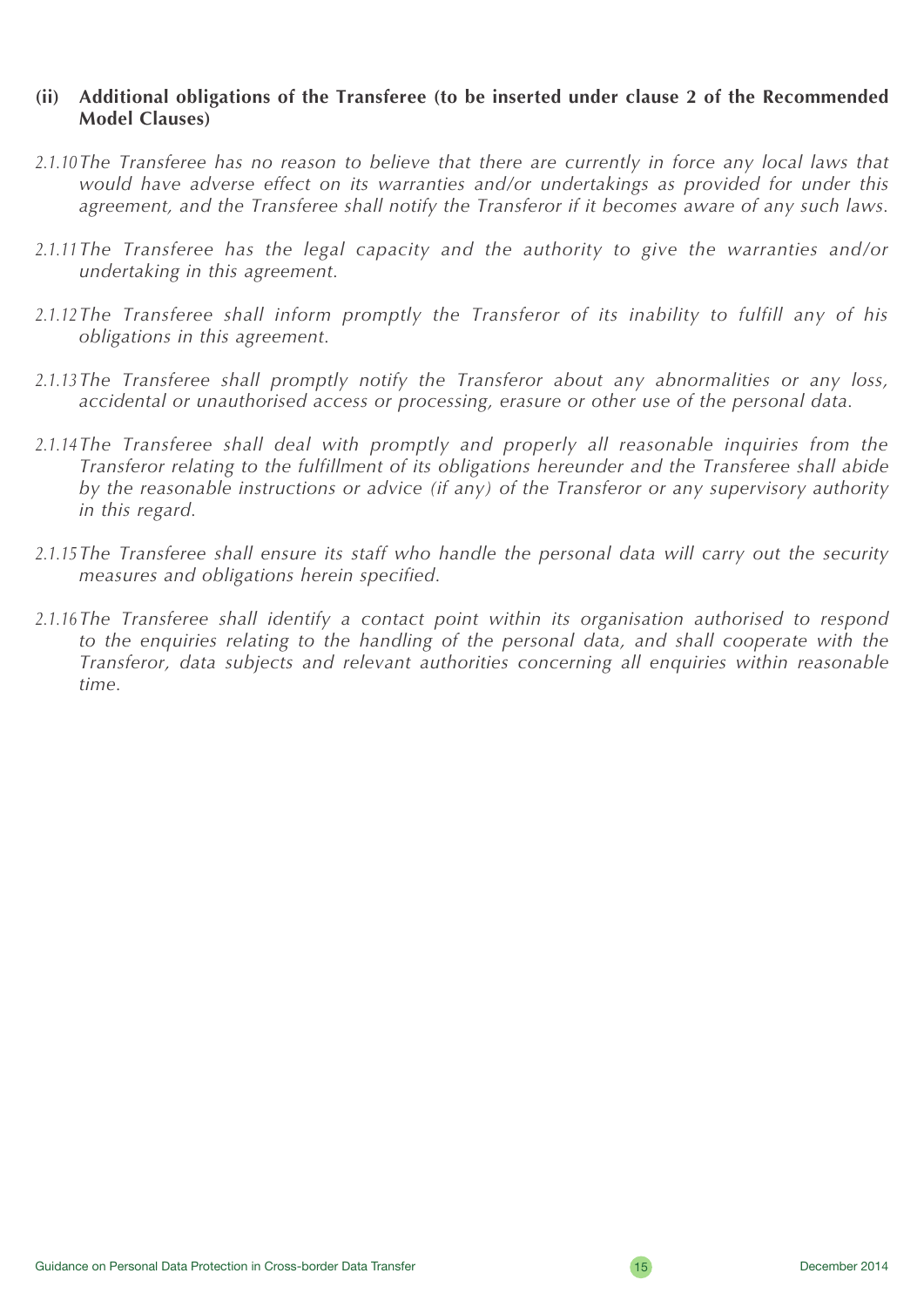**(ii) Additional obligations of the Transferee (to be inserted under clause 2 of the Recommended Model Clauses)**

*2.1.10 The Transferee has no reason to believe that there are currently in force any local laws that would have adverse effect on its warranties and/or undertakings as provided for under this agreement, and the Transferee shall notify the Transferor if it becomes aware of any such laws.*

*2.1.11 The Transferee has the legal capacity and the authority to give the warranties and/or undertaking in this agreement.*

*2.1.12 The Transferee shall inform promptly the Transferor of its inability to fulfill any of his obligations in this agreement.*

*2.1.13 The Transferee shall promptly notify the Transferor about any abnormalities or any loss, accidental or unauthorised access or processing, erasure or other use of the personal data.*

*2.1.14 The Transferee shall deal with promptly and properly all reasonable inquiries from the Transferor relating to the fulfillment of its obligations hereunder and the Transferee shall abide by the reasonable instructions or advice (if any) of the Transferor or any supervisory authority in this regard.*

*2.1.15 The Transferee shall ensure its staff who handle the personal data will carry out the security measures and obligations herein specified.*

*2.1.16 The Transferee shall identify a contact point within its organisation authorised to respond to the enquiries relating to the handling of the personal data, and shall cooperate with the Transferor, data subjects and relevant authorities concerning all enquiries within reasonable time.*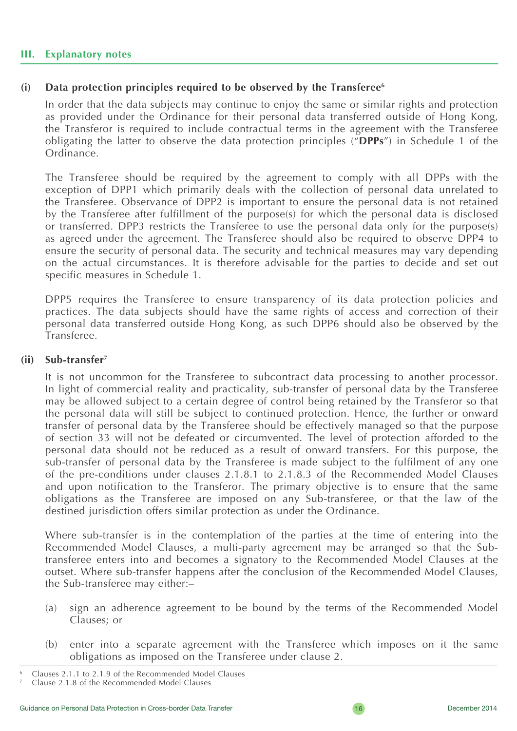## III. Explanatory notes

### (i) Data protection principles required to be observed by the Transferee[6]

In order that the data subjects may continue to enjoy the same or similar rights and protection as provided under the Ordinance for their personal data transferred outside of Hong Kong, the Transferor is required to include contractual terms in the agreement with the Transferee obligating the latter to observe the data protection principles ("**DPPs**") in Schedule 1 of the Ordinance.

The Transferee should be required by the agreement to comply with all DPPs with the exception of DPP1 which primarily deals with the collection of personal data unrelated to the Transferee. Observance of DPP2 is important to ensure the personal data is not retained by the Transferee after fulfillment of the purpose(s) for which the personal data is disclosed or transferred. DPP3 restricts the Transferee to use the personal data only for the purpose(s) as agreed under the agreement. The Transferee should also be required to observe DPP4 to ensure the security of personal data. The security and technical measures may vary depending on the actual circumstances. It is therefore advisable for the parties to decide and set out specific measures in Schedule 1.

DPP5 requires the Transferee to ensure transparency of its data protection policies and practices. The data subjects should have the same rights of access and correction of their personal data transferred outside Hong Kong, as such DPP6 should also be observed by the Transferee.

### (ii) Sub-transfer[7]

It is not uncommon for the Transferee to subcontract data processing to another processor. In light of commercial reality and practicality, sub-transfer of personal data by the Transferee may be allowed subject to a certain degree of control being retained by the Transferor so that the personal data will still be subject to continued protection. Hence, the further or onward transfer of personal data by the Transferee should be effectively managed so that the purpose of section 33 will not be defeated or circumvented. The level of protection afforded to the personal data should not be reduced as a result of onward transfers. For this purpose, the sub-transfer of personal data by the Transferee is made subject to the fulfilment of any one of the pre-conditions under clauses 2.1.8.1 to 2.1.8.3 of the Recommended Model Clauses and upon notification to the Transferor. The primary objective is to ensure that the same obligations as the Transferee are imposed on any Sub-transferee, or that the law of the destined jurisdiction offers similar protection as under the Ordinance.

Where sub-transfer is in the contemplation of the parties at the time of entering into the Recommended Model Clauses, a multi-party agreement may be arranged so that the Sub-transferee enters into and becomes a signatory to the Recommended Model Clauses at the outset. Where sub-transfer happens after the conclusion of the Recommended Model Clauses, the Sub-transferee may either:–

(a) sign an adherence agreement to be bound by the terms of the Recommended Model Clauses; or

(b) enter into a separate agreement with the Transferee which imposes on it the same obligations as imposed on the Transferee under clause 2.

---

[6] Clauses 2.1.1 to 2.1.9 of the Recommended Model Clauses

[7] Clause 2.1.8 of the Recommended Model Clauses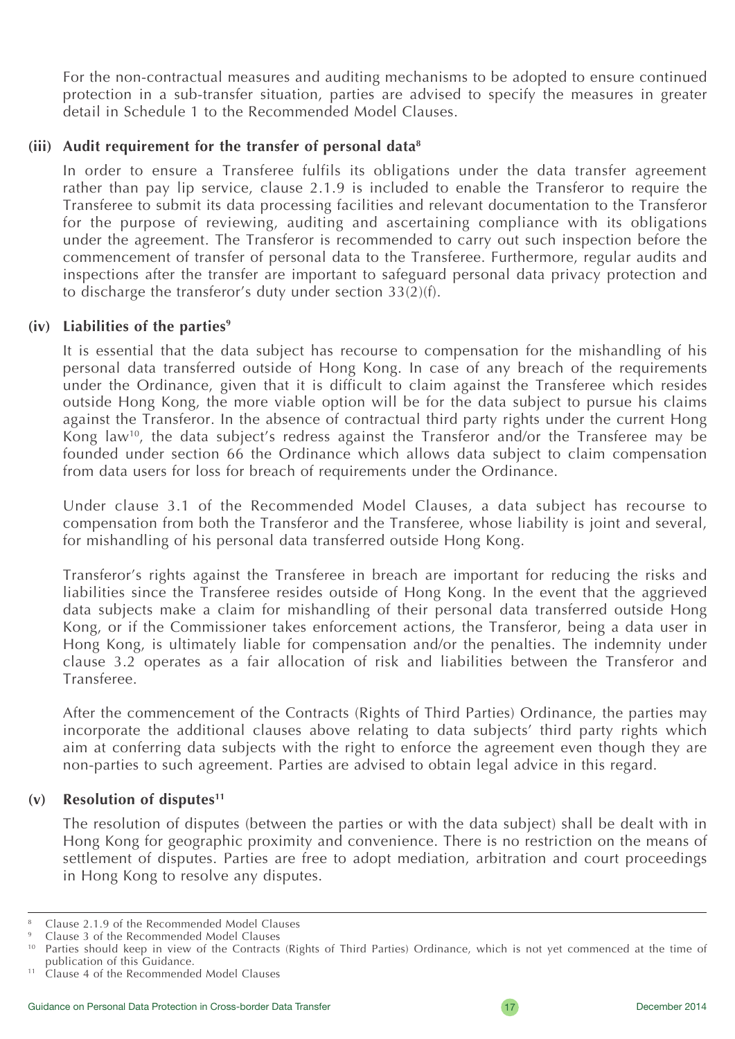For the non-contractual measures and auditing mechanisms to be adopted to ensure continued protection in a sub-transfer situation, parties are advised to specify the measures in greater detail in Schedule 1 to the Recommended Model Clauses.

#### (iii) Audit requirement for the transfer of personal data[8]

In order to ensure a Transferee fulfils its obligations under the data transfer agreement rather than pay lip service, clause 2.1.9 is included to enable the Transferor to require the Transferee to submit its data processing facilities and relevant documentation to the Transferor for the purpose of reviewing, auditing and ascertaining compliance with its obligations under the agreement. The Transferor is recommended to carry out such inspection before the commencement of transfer of personal data to the Transferee. Furthermore, regular audits and inspections after the transfer are important to safeguard personal data privacy protection and to discharge the transferor's duty under section 33(2)(f).

#### (iv) Liabilities of the parties[9]

It is essential that the data subject has recourse to compensation for the mishandling of his personal data transferred outside of Hong Kong. In case of any breach of the requirements under the Ordinance, given that it is difficult to claim against the Transferee which resides outside Hong Kong, the more viable option will be for the data subject to pursue his claims against the Transferor. In the absence of contractual third party rights under the current Hong Kong law[10], the data subject's redress against the Transferor and/or the Transferee may be founded under section 66 the Ordinance which allows data subject to claim compensation from data users for loss for breach of requirements under the Ordinance.

Under clause 3.1 of the Recommended Model Clauses, a data subject has recourse to compensation from both the Transferor and the Transferee, whose liability is joint and several, for mishandling of his personal data transferred outside Hong Kong.

Transferor's rights against the Transferee in breach are important for reducing the risks and liabilities since the Transferee resides outside of Hong Kong. In the event that the aggrieved data subjects make a claim for mishandling of their personal data transferred outside Hong Kong, or if the Commissioner takes enforcement actions, the Transferor, being a data user in Hong Kong, is ultimately liable for compensation and/or the penalties. The indemnity under clause 3.2 operates as a fair allocation of risk and liabilities between the Transferor and Transferee.

After the commencement of the Contracts (Rights of Third Parties) Ordinance, the parties may incorporate the additional clauses above relating to data subjects' third party rights which aim at conferring data subjects with the right to enforce the agreement even though they are non-parties to such agreement. Parties are advised to obtain legal advice in this regard.

#### (v) Resolution of disputes[11]

The resolution of disputes (between the parties or with the data subject) shall be dealt with in Hong Kong for geographic proximity and convenience. There is no restriction on the means of settlement of disputes. Parties are free to adopt mediation, arbitration and court proceedings in Hong Kong to resolve any disputes.

---

[8] Clause 2.1.9 of the Recommended Model Clauses

[9] Clause 3 of the Recommended Model Clauses

[10] Parties should keep in view of the Contracts (Rights of Third Parties) Ordinance, which is not yet commenced at the time of publication of this Guidance.

[11] Clause 4 of the Recommended Model Clauses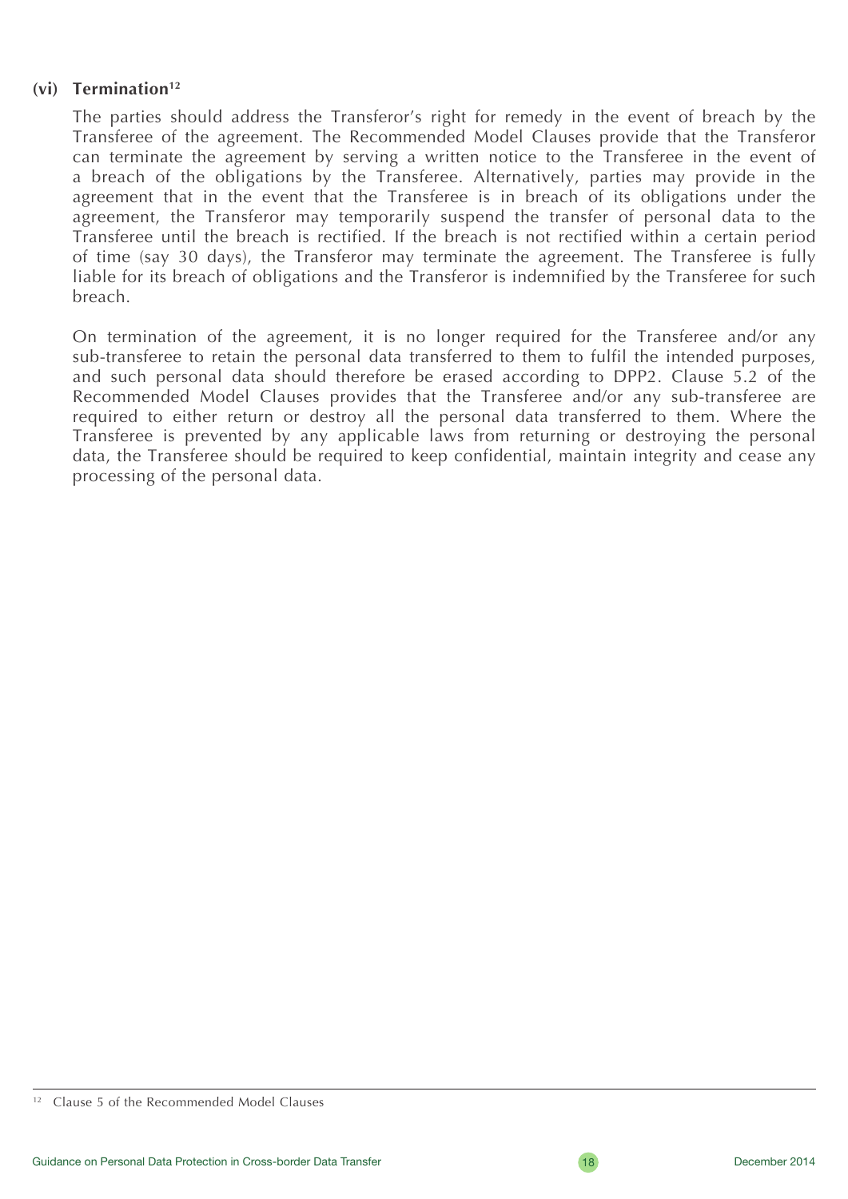### (vi) Termination[12]

The parties should address the Transferor's right for remedy in the event of breach by the Transferee of the agreement. The Recommended Model Clauses provide that the Transferor can terminate the agreement by serving a written notice to the Transferee in the event of a breach of the obligations by the Transferee. Alternatively, parties may provide in the agreement that in the event that the Transferee is in breach of its obligations under the agreement, the Transferor may temporarily suspend the transfer of personal data to the Transferee until the breach is rectified. If the breach is not rectified within a certain period of time (say 30 days), the Transferor may terminate the agreement. The Transferee is fully liable for its breach of obligations and the Transferor is indemnified by the Transferee for such breach.

On termination of the agreement, it is no longer required for the Transferee and/or any sub-transferee to retain the personal data transferred to them to fulfil the intended purposes, and such personal data should therefore be erased according to DPP2. Clause 5.2 of the Recommended Model Clauses provides that the Transferee and/or any sub-transferee are required to either return or destroy all the personal data transferred to them. Where the Transferee is prevented by any applicable laws from returning or destroying the personal data, the Transferee should be required to keep confidential, maintain integrity and cease any processing of the personal data.

---

[12] Clause 5 of the Recommended Model Clauses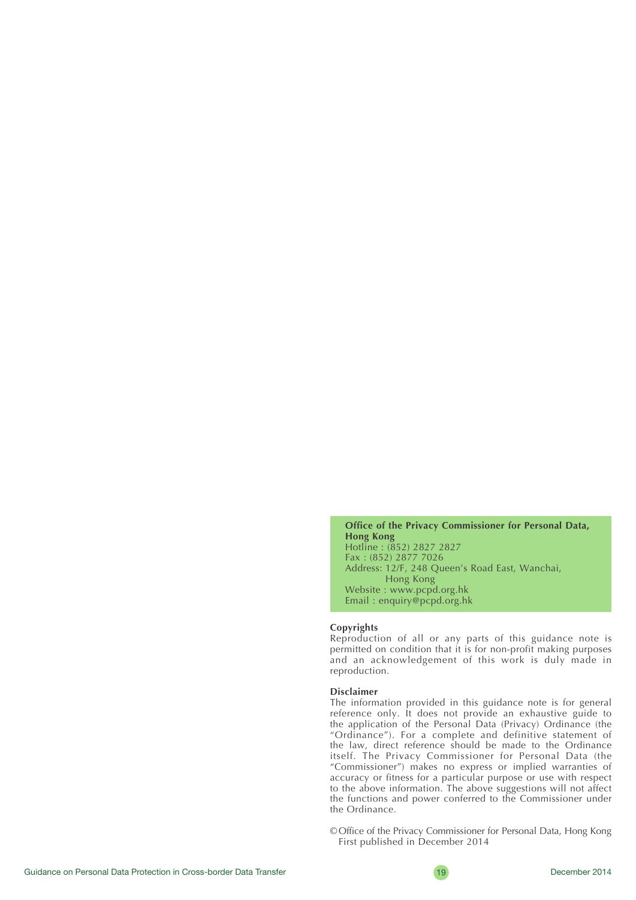**Office of the Privacy Commissioner for Personal Data, Hong Kong**
Hotline : (852) 2827 2827
Fax : (852) 2877 7026
Address: 12/F, 248 Queen's Road East, Wanchai, Hong Kong
Website : www.pcpd.org.hk
Email : enquiry@pcpd.org.hk

**Copyrights**

Reproduction of all or any parts of this guidance note is permitted on condition that it is for non-profit making purposes and an acknowledgement of this work is duly made in reproduction.

**Disclaimer**

The information provided in this guidance note is for general reference only. It does not provide an exhaustive guide to the application of the Personal Data (Privacy) Ordinance (the "Ordinance"). For a complete and definitive statement of the law, direct reference should be made to the Ordinance itself. The Privacy Commissioner for Personal Data (the "Commissioner") makes no express or implied warranties of accuracy or fitness for a particular purpose or use with respect to the above information. The above suggestions will not affect the functions and power conferred to the Commissioner under the Ordinance.

© Office of the Privacy Commissioner for Personal Data, Hong Kong
First published in December 2014